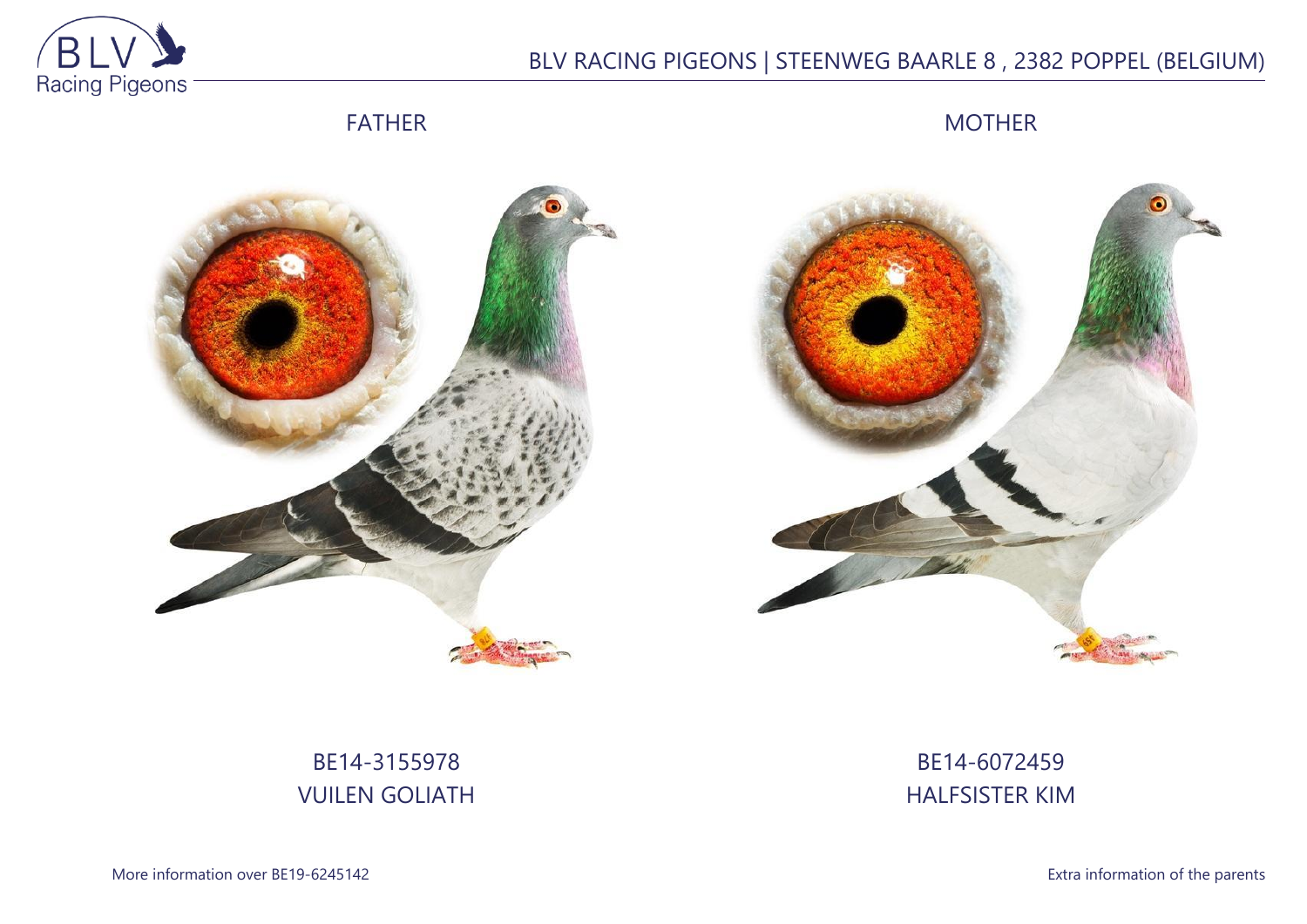BLV RACING PIGEONS | STEENWEG BAARLE 8 , 2382 POPPEL (BELGIUM)

FATHER

MOTHER

BE14-3155978
VUILEN GOLIATH

BE14-6072459
HALFSISTER KIM

More information over BE19-6245142

Extra information of the parents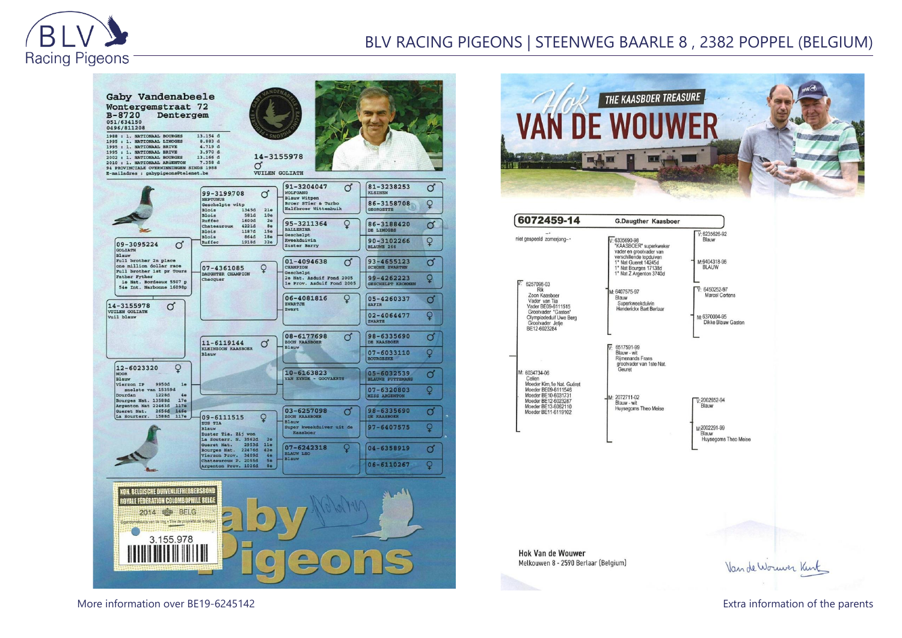# BLV RACING PIGEONS | STEENWEG BAARLE 8 , 2382 POPPEL (BELGIUM)

**Gaby Vandenabeele**
Wontergemstraat 72
B-8720 Dentergem
051/634150
0496/811208

1988 : 1. NATIONAAL BOURGES 13.154 d
1995 : 1. NATIONAAL LIMOGES 8.883 d
1995 : 1. NATIONAAL BRIVE 4.719 d
1995 : 1. NATIONAAL BRIVE 3.970 d
2002 : 1. NATIONAAL BOURGES 13.166 d
2010 : 1. NATIONAAL ARGENTON 7.358 d
94 PROVINCIALE OVERWINNINGEN SINDS 1988
E-mailadres : gabypigeons@telenet.be

14-3155978 ♂
VUILEN GOLIATH

**14-3155978** ♂
VUILEN GOLIATH
Vuil blauw

**09-3095224** ♂
GOLIATH
Blauw
Full brother 2n place one million dollar race
Full brother 1st pr Tours
Father Fyther
1e Nat. Bordeaux 5507 p
54e Int. Narbonne 16098p

**99-3199708** ♂
NEPTUNUS
Geschelpte witp
Blois 1345d 21e
Blois 581d 10e
Ruffec 1600d 2e
Chateauroux 4221d 8e
Blois 1187d 15e
Blois 864d 18e
Ruffec 1918d 32e

**91-3204047** ♂
WOLFGANG
Blauw Witpen
Broer STier & Turbo
Halfbroer Wittenbuik

**81-3238253** ♂
KLEINEN

**86-3158708** ♀
GEORGETTE

**95-3211364** ♀
BALLERINA
Geschelpt
Kweekduivin
Zuster Barry

**86-3188420** ♂
DE LIMOGES

**90-3102266** ♀
BLAUWE 266

**07-4361085** ♀
DAUGHTER CHAMPION CHAMPION
Checquer

**01-4094638** ♂
CHAMPION
Geschelpt
2e Nat. Asduif Fond 2005
1e Prov. Asduif Fond 2005

**93-4655123** ♂
SCHONE ZWARTEN

**99-4262223** ♀
GESCHELPT KROMMEN

**06-4081816** ♀
ZWARTJE
Zwart

**05-4260337** ♂
SAFIR

**02-4064477** ♀
ZWARTE

**12-6023320** ♀
NOOR
Blauw
Vierzon IP 9950d 1e
snelste van 15359d
Dourdan 1228d 4e
Bourges Nat. 13588d 17e
Argenton Nat 22463d 117e
Gueret Nat. 2656d 165e
La Souterr. 1588d 117e

**11-6119144** ♂
KLEINZOON KAASBOER
Blauw

**08-6177698** ♂
ZOON KAASBOER
Blauw

**98-6335690** ♂
DE KAASBOER

**07-6033110** ♀
BOURGESKE

**10-6163823** ♀
VAN EYNDE - GOOVAERTS

**05-6032539** ♂
BLAUWE PUTTEMANS

**07-6320803** ♀
MISS ARGENTON

**09-6111515** ♀
ZUS TIA
Blauw
Zuster Tia, Zij won
La Souterr. N. 3562d 2e
Gueret Nat. 2953d 11e
Bourges Nat. 22476d 42e
Vierzon Prov. 3409d 4e
Chateauroux P. 2055d 5e
Argenton Prov. 1026d 8e

**03-6257098** ♂
ZOON KAASBOER
Blauw
Super kweekduiver uit de Kaasboer

**98-6335690** ♂
DE KAASBOER

**97-6407575** ♀

**07-6242318** ♀
BLAUW LEO
Blauw

**04-6358919** ♂

**06-6110267** ♀

KON. BELGISCHE DUIVENLIEFHEBBERSBOND
ROYALE FÉDÉRATION COLOMBOPHILE BELGE
2014 BELG
3.155.978

Gaby Pigeons

---

## Hok VAN DE WOUWER
THE KAASBOER TREASURE

**6072459-14** G.Daugther Kaasboer

niet gespeeld zomerjong--

V: 6257098-03
Rik
Zoon Kaasboer
Vader van Tia
Vader BE09-6111515
Grootvader "Gaston"
Olympiadeduif Uwe Berg
Grootvader Jetje
BE12-6023284

V: 6335690-98
"KAASBOER" superkweker
vader en grootvader van verschillende topduiven
1° Nat Gueret 14245d
1° Nat Bourges 17138d
1° Nat Z Argenton 3740d

V: 6235626-92
Blauw

M: 6404318-96
BLAUW

M: 6407575-97
Blauw
Superkweekduivin
Henderickx Bart Berlaar

V: 6450252-97
Marcel Cortens

M: 6370004-95
Dikke Blauw Gaston

M: 6034734-06
Celien
Moeder Kim,1e Nat. Guéret
Moeder BE09-6111546
Moeder BE10-6031731
Moeder BE12-6023287
Moeder BE13-6062110
Moeder BE11-6119102

V: 6517591-99
Blauw - wit
Rijmenands Frans
grootvader van 1ste Nat. Geuret

M: 2072711-02
Blauw - wit
Huysegoms Theo Meise

V: 2002652-94
Blauw

M: 2002291-99
Blauw
Huysegoms Theo Meise

Hok Van de Wouwer
Melkouwen 8 - 2590 Berlaar (Belgium)

More information over BE19-6245142

Extra information of the parents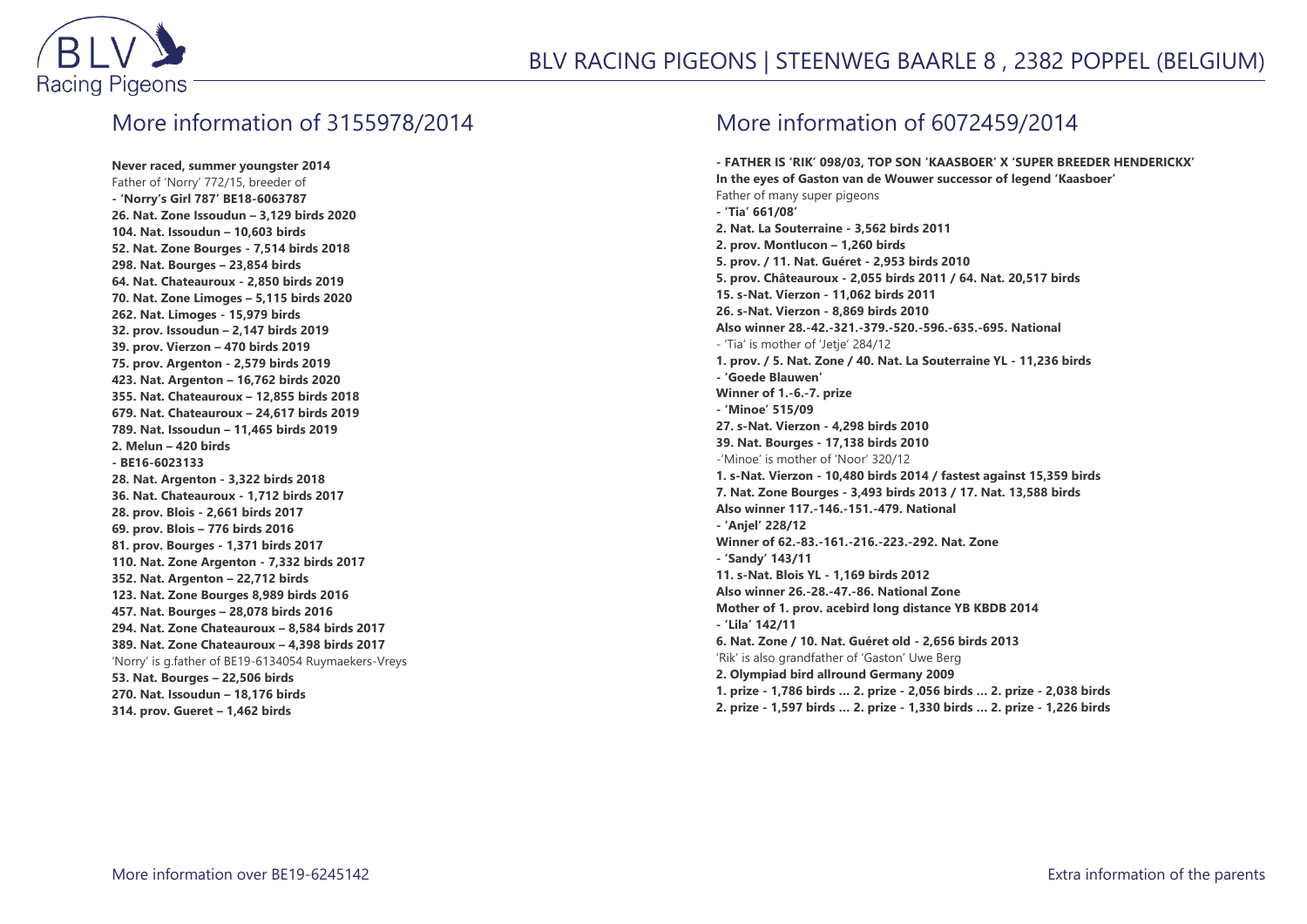## More information of 3155978/2014

**Never raced, summer youngster 2014**
Father of 'Norry' 772/15, breeder of
**- 'Norry's Girl 787' BE18-6063787**
**26. Nat. Zone Issoudun – 3,129 birds 2020**
**104. Nat. Issoudun – 10,603 birds**
**52. Nat. Zone Bourges - 7,514 birds 2018**
**298. Nat. Bourges – 23,854 birds**
**64. Nat. Chateauroux - 2,850 birds 2019**
**70. Nat. Zone Limoges – 5,115 birds 2020**
**262. Nat. Limoges - 15,979 birds**
**32. prov. Issoudun – 2,147 birds 2019**
**39. prov. Vierzon – 470 birds 2019**
**75. prov. Argenton - 2,579 birds 2019**
**423. Nat. Argenton – 16,762 birds 2020**
**355. Nat. Chateauroux – 12,855 birds 2018**
**679. Nat. Chateauroux – 24,617 birds 2019**
**789. Nat. Issoudun – 11,465 birds 2019**
**2. Melun – 420 birds**
**- BE16-6023133**
**28. Nat. Argenton - 3,322 birds 2018**
**36. Nat. Chateauroux - 1,712 birds 2017**
**28. prov. Blois - 2,661 birds 2017**
**69. prov. Blois – 776 birds 2016**
**81. prov. Bourges - 1,371 birds 2017**
**110. Nat. Zone Argenton - 7,332 birds 2017**
**352. Nat. Argenton – 22,712 birds**
**123. Nat. Zone Bourges 8,989 birds 2016**
**457. Nat. Bourges – 28,078 birds 2016**
**294. Nat. Zone Chateauroux – 8,584 birds 2017**
**389. Nat. Zone Chateauroux – 4,398 birds 2017**
'Norry' is g.father of BE19-6134054 Ruymaekers-Vreys
**53. Nat. Bourges – 22,506 birds**
**270. Nat. Issoudun – 18,176 birds**
**314. prov. Gueret – 1,462 birds**

## More information of 6072459/2014

**- FATHER IS 'RIK' 098/03, TOP SON 'KAASBOER' X 'SUPER BREEDER HENDERICKX'**
**In the eyes of Gaston van de Wouwer successor of legend 'Kaasboer'**
Father of many super pigeons
**- 'Tia' 661/08'**
**2. Nat. La Souterraine - 3,562 birds 2011**
**2. prov. Montlucon – 1,260 birds**
**5. prov. / 11. Nat. Guéret - 2,953 birds 2010**
**5. prov. Châteauroux - 2,055 birds 2011 / 64. Nat. 20,517 birds**
**15. s-Nat. Vierzon - 11,062 birds 2011**
**26. s-Nat. Vierzon - 8,869 birds 2010**
**Also winner 28.-42.-321.-379.-520.-596.-635.-695. National**
- 'Tia' is mother of 'Jetje' 284/12
**1. prov. / 5. Nat. Zone / 40. Nat. La Souterraine YL - 11,236 birds**
**- 'Goede Blauwen'**
**Winner of 1.-6.-7. prize**
**- 'Minoe' 515/09**
**27. s-Nat. Vierzon - 4,298 birds 2010**
**39. Nat. Bourges - 17,138 birds 2010**
-'Minoe' is mother of 'Noor' 320/12
**1. s-Nat. Vierzon - 10,480 birds 2014 / fastest against 15,359 birds**
**7. Nat. Zone Bourges - 3,493 birds 2013 / 17. Nat. 13,588 birds**
**Also winner 117.-146.-151.-479. National**
**- 'Anjel' 228/12**
**Winner of 62.-83.-161.-216.-223.-292. Nat. Zone**
**- 'Sandy' 143/11**
**11. s-Nat. Blois YL - 1,169 birds 2012**
**Also winner 26.-28.-47.-86. National Zone**
**Mother of 1. prov. acebird long distance YB KBDB 2014**
**- 'Lila' 142/11**
**6. Nat. Zone / 10. Nat. Guéret old - 2,656 birds 2013**
'Rik' is also grandfather of 'Gaston' Uwe Berg
**2. Olympiad bird allround Germany 2009**
**1. prize - 1,786 birds … 2. prize - 2,056 birds … 2. prize - 2,038 birds**
**2. prize - 1,597 birds … 2. prize - 1,330 birds … 2. prize - 1,226 birds**

More information over BE19-6245142

Extra information of the parents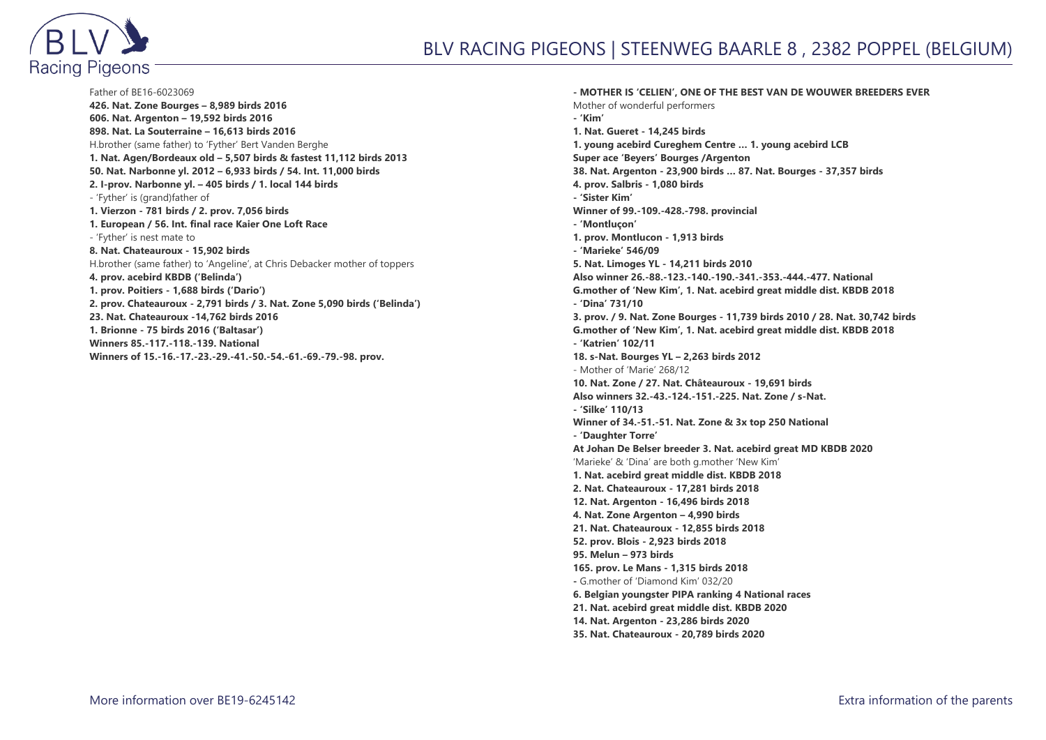Father of BE16-6023069
**426. Nat. Zone Bourges – 8,989 birds 2016**
**606. Nat. Argenton – 19,592 birds 2016**
**898. Nat. La Souterraine – 16,613 birds 2016**
H.brother (same father) to 'Fyther' Bert Vanden Berghe
**1. Nat. Agen/Bordeaux old – 5,507 birds & fastest 11,112 birds 2013**
**50. Nat. Narbonne yl. 2012 – 6,933 birds / 54. Int. 11,000 birds**
**2. I-prov. Narbonne yl. – 405 birds / 1. local 144 birds**
- 'Fyther' is (grand)father of
**1. Vierzon - 781 birds / 2. prov. 7,056 birds**
**1. European / 56. Int. final race Kaier One Loft Race**
- 'Fyther' is nest mate to
**8. Nat. Chateauroux - 15,902 birds**
H.brother (same father) to 'Angeline', at Chris Debacker mother of toppers
**4. prov. acebird KBDB ('Belinda')**
**1. prov. Poitiers - 1,688 birds ('Dario')**
**2. prov. Chateauroux - 2,791 birds / 3. Nat. Zone 5,090 birds ('Belinda')**
**23. Nat. Chateauroux -14,762 birds 2016**
**1. Brionne - 75 birds 2016 ('Baltasar')**
**Winners 85.-117.-118.-139. National**
**Winners of 15.-16.-17.-23.-29.-41.-50.-54.-61.-69.-79.-98. prov.**

**- MOTHER IS 'CELIEN', ONE OF THE BEST VAN DE WOUWER BREEDERS EVER**
Mother of wonderful performers
**- 'Kim'**
**1. Nat. Gueret - 14,245 birds**
**1. young acebird Cureghem Centre … 1. young acebird LCB**
**Super ace 'Beyers' Bourges /Argenton**
**38. Nat. Argenton - 23,900 birds … 87. Nat. Bourges - 37,357 birds**
**4. prov. Salbris - 1,080 birds**
**- 'Sister Kim'**
**Winner of 99.-109.-428.-798. provincial**
**- 'Montluçon'**
**1. prov. Montlucon - 1,913 birds**
**- 'Marieke' 546/09**
**5. Nat. Limoges YL - 14,211 birds 2010**
**Also winner 26.-88.-123.-140.-190.-341.-353.-444.-477. National**
**G.mother of 'New Kim', 1. Nat. acebird great middle dist. KBDB 2018**
**- 'Dina' 731/10**
**3. prov. / 9. Nat. Zone Bourges - 11,739 birds 2010 / 28. Nat. 30,742 birds**
**G.mother of 'New Kim', 1. Nat. acebird great middle dist. KBDB 2018**
**- 'Katrien' 102/11**
**18. s-Nat. Bourges YL – 2,263 birds 2012**
- Mother of 'Marie' 268/12
**10. Nat. Zone / 27. Nat. Châteauroux - 19,691 birds**
**Also winners 32.-43.-124.-151.-225. Nat. Zone / s-Nat.**
**- 'Silke' 110/13**
**Winner of 34.-51.-51. Nat. Zone & 3x top 250 National**
**- 'Daughter Torre'**
**At Johan De Belser breeder 3. Nat. acebird great MD KBDB 2020**
'Marieke' & 'Dina' are both g.mother 'New Kim'
**1. Nat. acebird great middle dist. KBDB 2018**
**2. Nat. Chateauroux - 17,281 birds 2018**
**12. Nat. Argenton - 16,496 birds 2018**
**4. Nat. Zone Argenton – 4,990 birds**
**21. Nat. Chateauroux - 12,855 birds 2018**
**52. prov. Blois - 2,923 birds 2018**
**95. Melun – 973 birds**
**165. prov. Le Mans - 1,315 birds 2018**
- G.mother of 'Diamond Kim' 032/20
**6. Belgian youngster PIPA ranking 4 National races**
**21. Nat. acebird great middle dist. KBDB 2020**
**14. Nat. Argenton - 23,286 birds 2020**
**35. Nat. Chateauroux - 20,789 birds 2020**

More information over BE19-6245142

Extra information of the parents